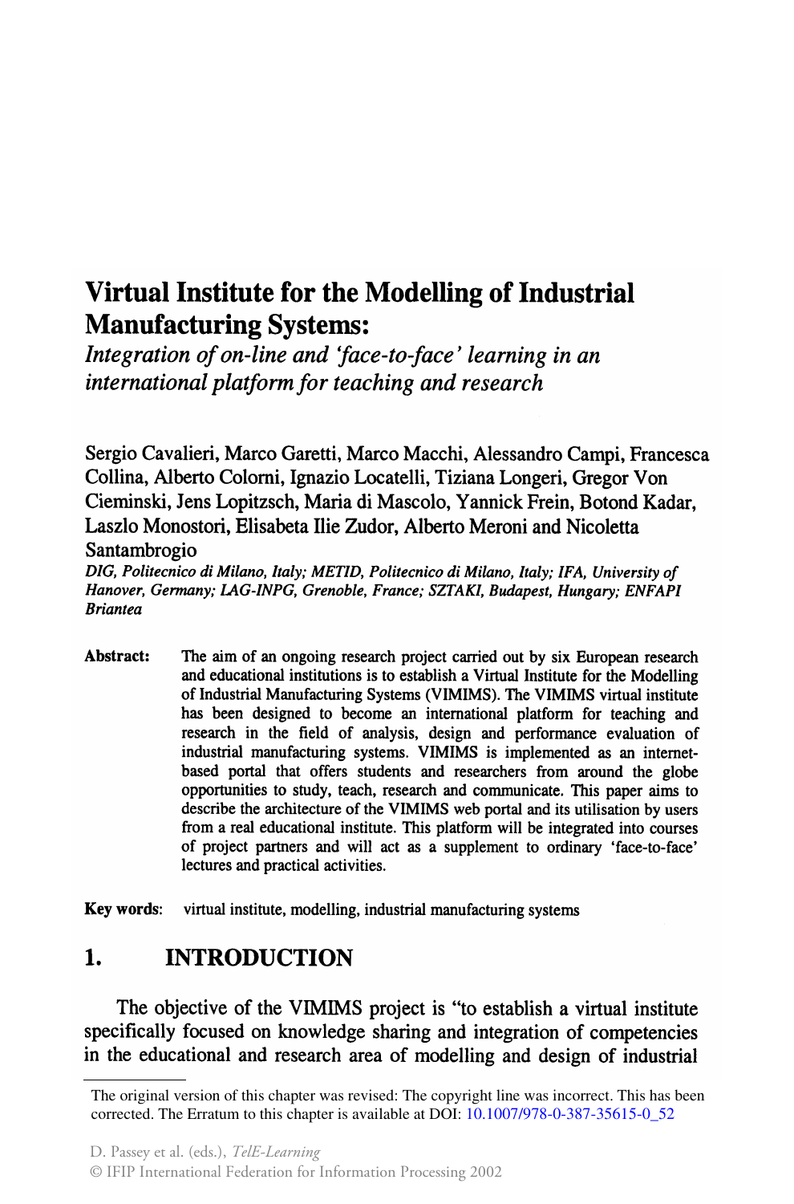# Virtual Institute for the Modelling of Industrial Manufacturing Systems:

*Integration of on-line and 'face-to-face' learning in an international platform for teaching and research*

Sergio Cavalieri, Marco Garetti, Marco Macchi, Alessandro Campi, Francesca Collina, Alberto Colorni, Ignazio Locatelli, Tiziana Longeri, Gregor Von Cieminski, Jens Lopitzsch, Maria di Mascolo, Yannick Frein, Botond Kadar, Laszlo Monostori, Elisabeta Ilie Zudor, Alberto Meroni and Nicoletta Santambrogio

***DIG, Politecnico di Milano, Italy; METID, Politecnico di Milano, Italy; IFA, University of Hanover, Germany; LAG-INPG, Grenoble, France; SZTAKI, Budapest, Hungary; ENFAPI Briantea***

**Abstract:** The aim of an ongoing research project carried out by six European research and educational institutions is to establish a Virtual Institute for the Modelling of Industrial Manufacturing Systems (VIMIMS). The VIMIMS virtual institute has been designed to become an international platform for teaching and research in the field of analysis, design and performance evaluation of industrial manufacturing systems. VIMIMS is implemented as an internet-based portal that offers students and researchers from around the globe opportunities to study, teach, research and communicate. This paper aims to describe the architecture of the VIMIMS web portal and its utilisation by users from a real educational institute. This platform will be integrated into courses of project partners and will act as a supplement to ordinary 'face-to-face' lectures and practical activities.

**Key words:** virtual institute, modelling, industrial manufacturing systems

## 1. INTRODUCTION

The objective of the VIMIMS project is "to establish a virtual institute specifically focused on knowledge sharing and integration of competencies in the educational and research area of modelling and design of industrial

The original version of this chapter was revised: The copyright line was incorrect. This has been corrected. The Erratum to this chapter is available at DOI: 10.1007/978-0-387-35615-0_52

D. Passey et al. (eds.), *TelE-Learning*

© IFIP International Federation for Information Processing 2002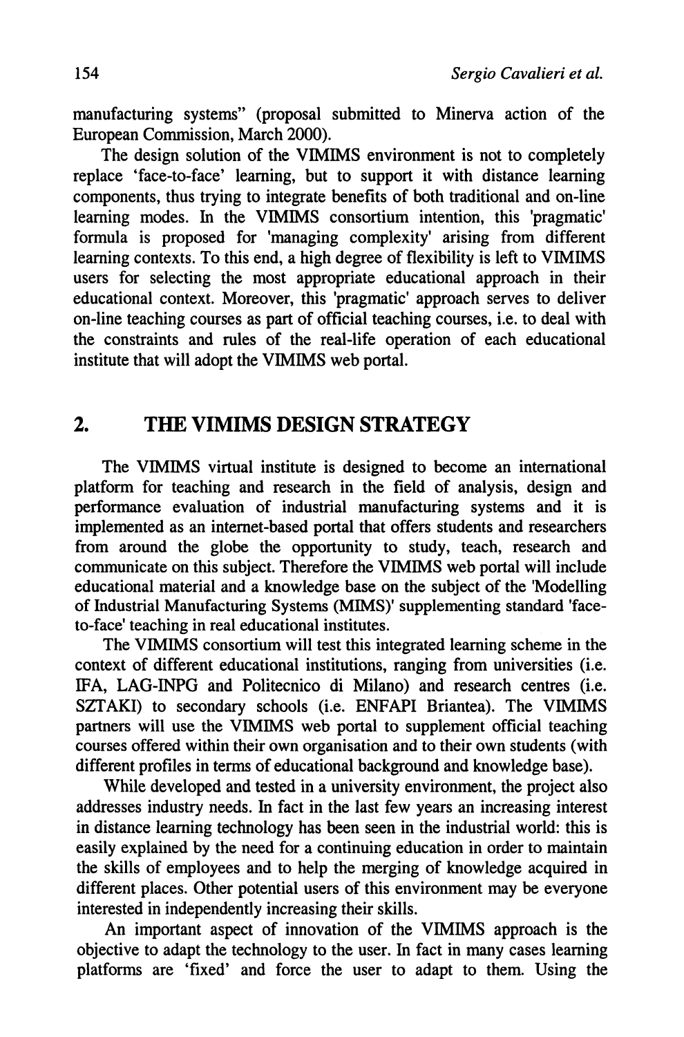manufacturing systems" (proposal submitted to Minerva action of the European Commission, March 2000).

The design solution of the VIMIMS environment is not to completely replace 'face-to-face' learning, but to support it with distance learning components, thus trying to integrate benefits of both traditional and on-line learning modes. In the VIMIMS consortium intention, this 'pragmatic' formula is proposed for 'managing complexity' arising from different learning contexts. To this end, a high degree of flexibility is left to VIMIMS users for selecting the most appropriate educational approach in their educational context. Moreover, this 'pragmatic' approach serves to deliver on-line teaching courses as part of official teaching courses, i.e. to deal with the constraints and rules of the real-life operation of each educational institute that will adopt the VIMIMS web portal.

## 2. THE VIMIMS DESIGN STRATEGY

The VIMIMS virtual institute is designed to become an international platform for teaching and research in the field of analysis, design and performance evaluation of industrial manufacturing systems and it is implemented as an internet-based portal that offers students and researchers from around the globe the opportunity to study, teach, research and communicate on this subject. Therefore the VIMIMS web portal will include educational material and a knowledge base on the subject of the 'Modelling of Industrial Manufacturing Systems (MIMS)' supplementing standard 'face-to-face' teaching in real educational institutes.

The VIMIMS consortium will test this integrated learning scheme in the context of different educational institutions, ranging from universities (i.e. IFA, LAG-INPG and Politecnico di Milano) and research centres (i.e. SZTAKI) to secondary schools (i.e. ENFAPI Briantea). The VIMIMS partners will use the VIMIMS web portal to supplement official teaching courses offered within their own organisation and to their own students (with different profiles in terms of educational background and knowledge base).

While developed and tested in a university environment, the project also addresses industry needs. In fact in the last few years an increasing interest in distance learning technology has been seen in the industrial world: this is easily explained by the need for a continuing education in order to maintain the skills of employees and to help the merging of knowledge acquired in different places. Other potential users of this environment may be everyone interested in independently increasing their skills.

An important aspect of innovation of the VIMIMS approach is the objective to adapt the technology to the user. In fact in many cases learning platforms are 'fixed' and force the user to adapt to them. Using the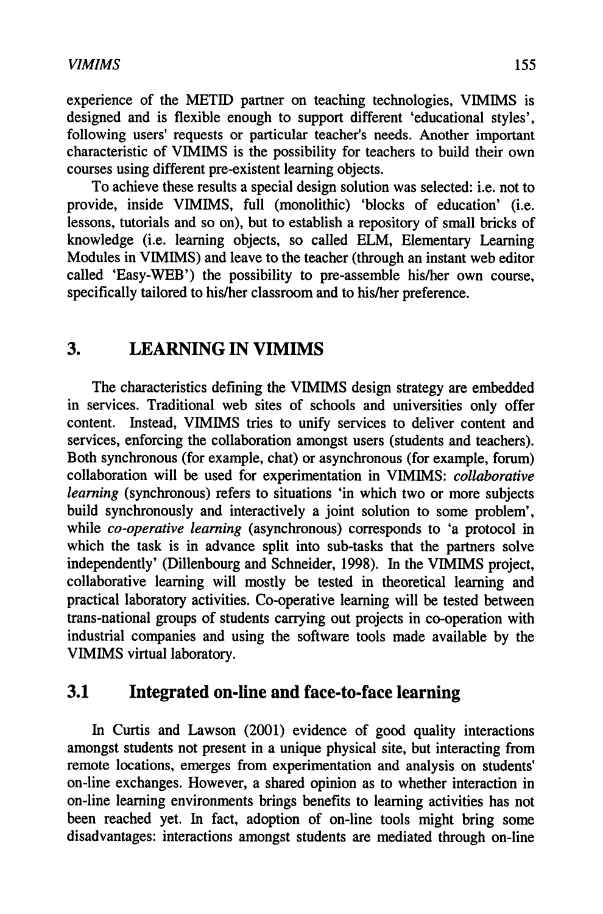experience of the METID partner on teaching technologies, VIMIMS is designed and is flexible enough to support different 'educational styles', following users' requests or particular teacher's needs. Another important characteristic of VIMIMS is the possibility for teachers to build their own courses using different pre-existent learning objects.

To achieve these results a special design solution was selected: i.e. not to provide, inside VIMIMS, full (monolithic) 'blocks of education' (i.e. lessons, tutorials and so on), but to establish a repository of small bricks of knowledge (i.e. learning objects, so called ELM, Elementary Learning Modules in VIMIMS) and leave to the teacher (through an instant web editor called 'Easy-WEB') the possibility to pre-assemble his/her own course, specifically tailored to his/her classroom and to his/her preference.

## 3. LEARNING IN VIMIMS

The characteristics defining the VIMIMS design strategy are embedded in services. Traditional web sites of schools and universities only offer content. Instead, VIMIMS tries to unify services to deliver content and services, enforcing the collaboration amongst users (students and teachers). Both synchronous (for example, chat) or asynchronous (for example, forum) collaboration will be used for experimentation in VIMIMS: *collaborative learning* (synchronous) refers to situations 'in which two or more subjects build synchronously and interactively a joint solution to some problem', while *co-operative learning* (asynchronous) corresponds to 'a protocol in which the task is in advance split into sub-tasks that the partners solve independently' (Dillenbourg and Schneider, 1998). In the VIMIMS project, collaborative learning will mostly be tested in theoretical learning and practical laboratory activities. Co-operative learning will be tested between trans-national groups of students carrying out projects in co-operation with industrial companies and using the software tools made available by the VIMIMS virtual laboratory.

### 3.1 Integrated on-line and face-to-face learning

In Curtis and Lawson (2001) evidence of good quality interactions amongst students not present in a unique physical site, but interacting from remote locations, emerges from experimentation and analysis on students' on-line exchanges. However, a shared opinion as to whether interaction in on-line learning environments brings benefits to learning activities has not been reached yet. In fact, adoption of on-line tools might bring some disadvantages: interactions amongst students are mediated through on-line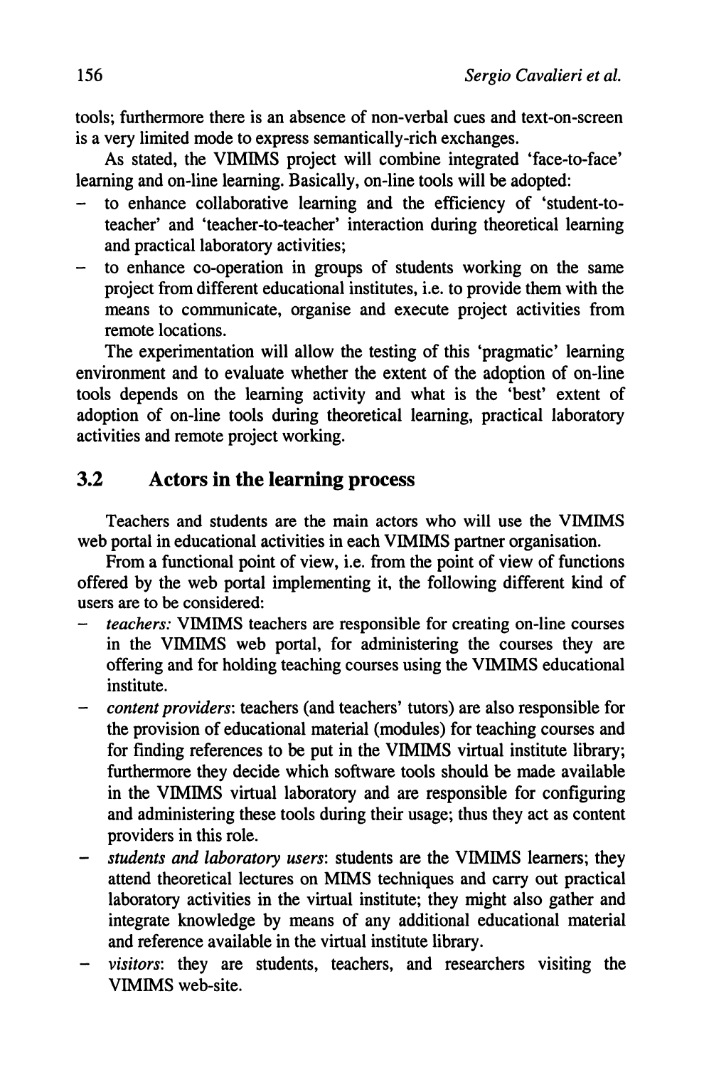tools; furthermore there is an absence of non-verbal cues and text-on-screen is a very limited mode to express semantically-rich exchanges.

As stated, the VIMIMS project will combine integrated 'face-to-face' learning and on-line learning. Basically, on-line tools will be adopted:

- to enhance collaborative learning and the efficiency of 'student-to-teacher' and 'teacher-to-teacher' interaction during theoretical learning and practical laboratory activities;
- to enhance co-operation in groups of students working on the same project from different educational institutes, i.e. to provide them with the means to communicate, organise and execute project activities from remote locations.

The experimentation will allow the testing of this 'pragmatic' learning environment and to evaluate whether the extent of the adoption of on-line tools depends on the learning activity and what is the 'best' extent of adoption of on-line tools during theoretical learning, practical laboratory activities and remote project working.

## 3.2 Actors in the learning process

Teachers and students are the main actors who will use the VIMIMS web portal in educational activities in each VIMIMS partner organisation.

From a functional point of view, i.e. from the point of view of functions offered by the web portal implementing it, the following different kind of users are to be considered:

- *teachers:* VIMIMS teachers are responsible for creating on-line courses in the VIMIMS web portal, for administering the courses they are offering and for holding teaching courses using the VIMIMS educational institute.
- *content providers*: teachers (and teachers' tutors) are also responsible for the provision of educational material (modules) for teaching courses and for finding references to be put in the VIMIMS virtual institute library; furthermore they decide which software tools should be made available in the VIMIMS virtual laboratory and are responsible for configuring and administering these tools during their usage; thus they act as content providers in this role.
- *students and laboratory users*: students are the VIMIMS learners; they attend theoretical lectures on MIMS techniques and carry out practical laboratory activities in the virtual institute; they might also gather and integrate knowledge by means of any additional educational material and reference available in the virtual institute library.
- *visitors*: they are students, teachers, and researchers visiting the VIMIMS web-site.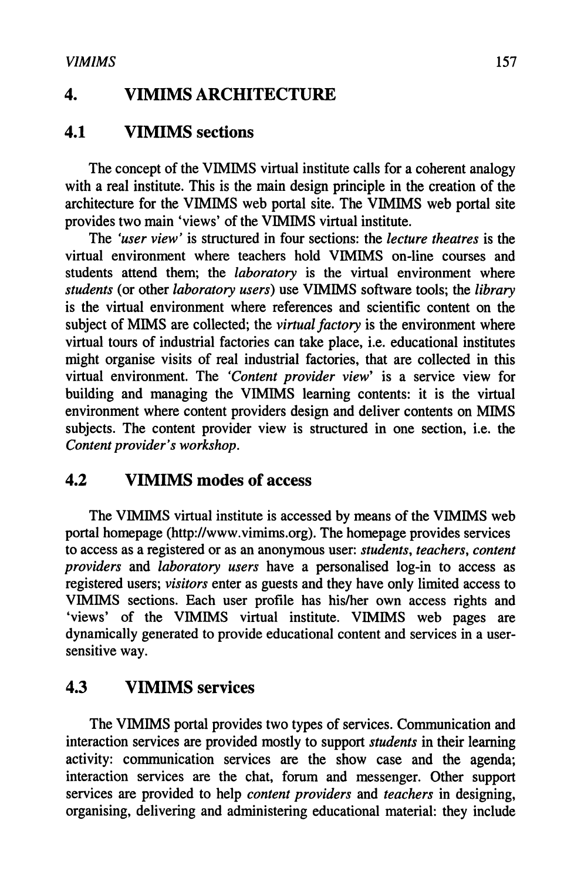## 4. VIMIMS ARCHITECTURE

### 4.1 VIMIMS sections

The concept of the VIMIMS virtual institute calls for a coherent analogy with a real institute. This is the main design principle in the creation of the architecture for the VIMIMS web portal site. The VIMIMS web portal site provides two main 'views' of the VIMIMS virtual institute.

The *'user view'* is structured in four sections: the *lecture theatres* is the virtual environment where teachers hold VIMIMS on-line courses and students attend them; the *laboratory* is the virtual environment where *students* (or other *laboratory users*) use VIMIMS software tools; the *library* is the virtual environment where references and scientific content on the subject of MIMS are collected; the *virtual factory* is the environment where virtual tours of industrial factories can take place, i.e. educational institutes might organise visits of real industrial factories, that are collected in this virtual environment. The *'Content provider view'* is a service view for building and managing the VIMIMS learning contents: it is the virtual environment where content providers design and deliver contents on MIMS subjects. The content provider view is structured in one section, i.e. the *Content provider's workshop*.

### 4.2 VIMIMS modes of access

The VIMIMS virtual institute is accessed by means of the VIMIMS web portal homepage (http://www.vimims.org). The homepage provides services to access as a registered or as an anonymous user: *students*, *teachers*, *content providers* and *laboratory users* have a personalised log-in to access as registered users; *visitors* enter as guests and they have only limited access to VIMIMS sections. Each user profile has his/her own access rights and 'views' of the VIMIMS virtual institute. VIMIMS web pages are dynamically generated to provide educational content and services in a user-sensitive way.

### 4.3 VIMIMS services

The VIMIMS portal provides two types of services. Communication and interaction services are provided mostly to support *students* in their learning activity: communication services are the show case and the agenda; interaction services are the chat, forum and messenger. Other support services are provided to help *content providers* and *teachers* in designing, organising, delivering and administering educational material: they include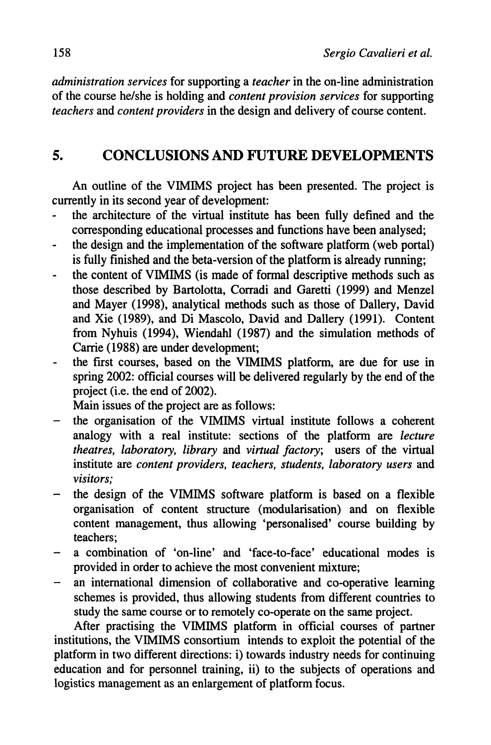*administration services* for supporting a *teacher* in the on-line administration of the course he/she is holding and *content provision services* for supporting *teachers* and *content providers* in the design and delivery of course content.

## 5. CONCLUSIONS AND FUTURE DEVELOPMENTS

An outline of the VIMIMS project has been presented. The project is currently in its second year of development:

- the architecture of the virtual institute has been fully defined and the corresponding educational processes and functions have been analysed;
- the design and the implementation of the software platform (web portal) is fully finished and the beta-version of the platform is already running;
- the content of VIMIMS (is made of formal descriptive methods such as those described by Bartolotta, Corradi and Garetti (1999) and Menzel and Mayer (1998), analytical methods such as those of Dallery, David and Xie (1989), and Di Mascolo, David and Dallery (1991). Content from Nyhuis (1994), Wiendahl (1987) and the simulation methods of Carrie (1988) are under development;
- the first courses, based on the VIMIMS platform, are due for use in spring 2002: official courses will be delivered regularly by the end of the project (i.e. the end of 2002).

Main issues of the project are as follows:

- the organisation of the VIMIMS virtual institute follows a coherent analogy with a real institute: sections of the platform are *lecture theatres, laboratory, library* and *virtual factory*; users of the virtual institute are *content providers, teachers, students, laboratory users* and *visitors;*
- the design of the VIMIMS software platform is based on a flexible organisation of content structure (modularisation) and on flexible content management, thus allowing 'personalised' course building by teachers;
- a combination of 'on-line' and 'face-to-face' educational modes is provided in order to achieve the most convenient mixture;
- an international dimension of collaborative and co-operative learning schemes is provided, thus allowing students from different countries to study the same course or to remotely co-operate on the same project.

After practising the VIMIMS platform in official courses of partner institutions, the VIMIMS consortium intends to exploit the potential of the platform in two different directions: i) towards industry needs for continuing education and for personnel training, ii) to the subjects of operations and logistics management as an enlargement of platform focus.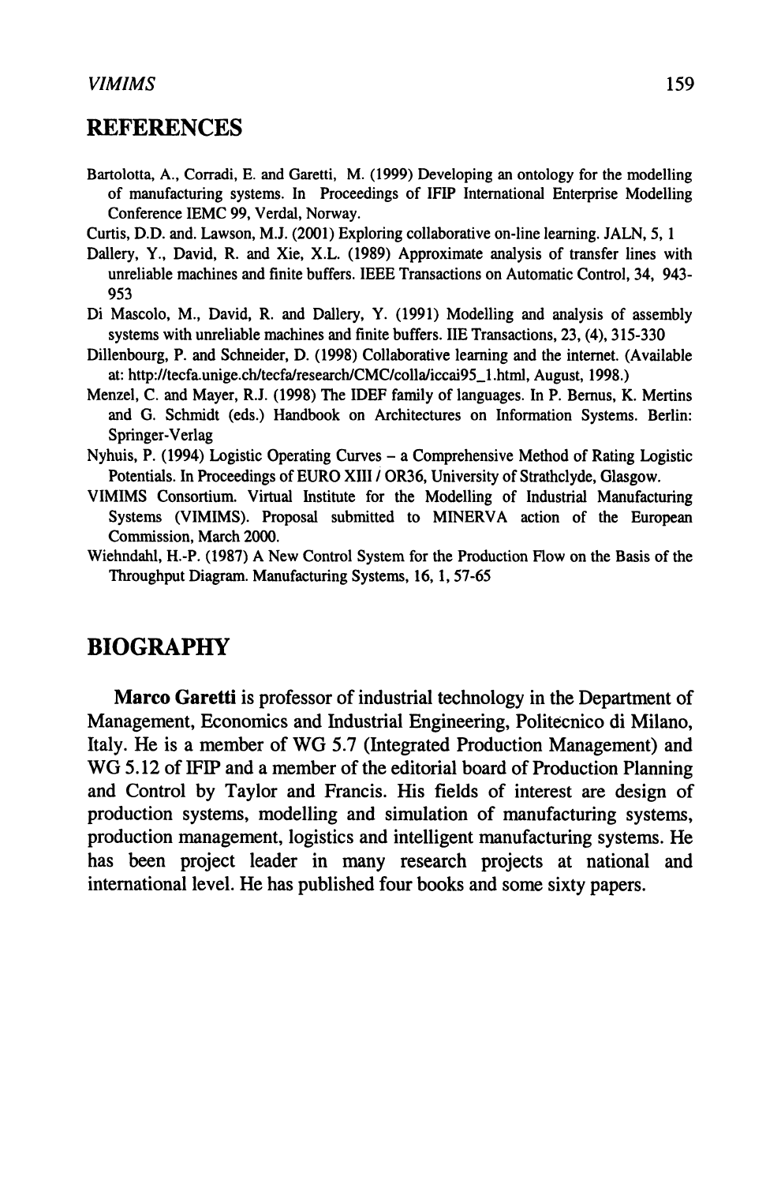## REFERENCES

Bartolotta, A., Corradi, E. and Garetti, M. (1999) Developing an ontology for the modelling of manufacturing systems. In Proceedings of IFIP International Enterprise Modelling Conference IEMC 99, Verdal, Norway.

Curtis, D.D. and. Lawson, M.J. (2001) Exploring collaborative on-line learning. JALN, 5, 1

Dallery, Y., David, R. and Xie, X.L. (1989) Approximate analysis of transfer lines with unreliable machines and finite buffers. IEEE Transactions on Automatic Control, 34, 943-953

Di Mascolo, M., David, R. and Dallery, Y. (1991) Modelling and analysis of assembly systems with unreliable machines and finite buffers. IIE Transactions, 23, (4), 315-330

Dillenbourg, P. and Schneider, D. (1998) Collaborative learning and the internet. (Available at: http://tecfa.unige.ch/tecfa/research/CMC/colla/iccai95_1.html, August, 1998.)

Menzel, C. and Mayer, R.J. (1998) The IDEF family of languages. In P. Bernus, K. Mertins and G. Schmidt (eds.) Handbook on Architectures on Information Systems. Berlin: Springer-Verlag

Nyhuis, P. (1994) Logistic Operating Curves – a Comprehensive Method of Rating Logistic Potentials. In Proceedings of EURO XIII / OR36, University of Strathclyde, Glasgow.

VIMIMS Consortium. Virtual Institute for the Modelling of Industrial Manufacturing Systems (VIMIMS). Proposal submitted to MINERVA action of the European Commission, March 2000.

Wiehndahl, H.-P. (1987) A New Control System for the Production Flow on the Basis of the Throughput Diagram. Manufacturing Systems, 16, 1, 57-65

## BIOGRAPHY

**Marco Garetti** is professor of industrial technology in the Department of Management, Economics and Industrial Engineering, Politecnico di Milano, Italy. He is a member of WG 5.7 (Integrated Production Management) and WG 5.12 of IFIP and a member of the editorial board of Production Planning and Control by Taylor and Francis. His fields of interest are design of production systems, modelling and simulation of manufacturing systems, production management, logistics and intelligent manufacturing systems. He has been project leader in many research projects at national and international level. He has published four books and some sixty papers.